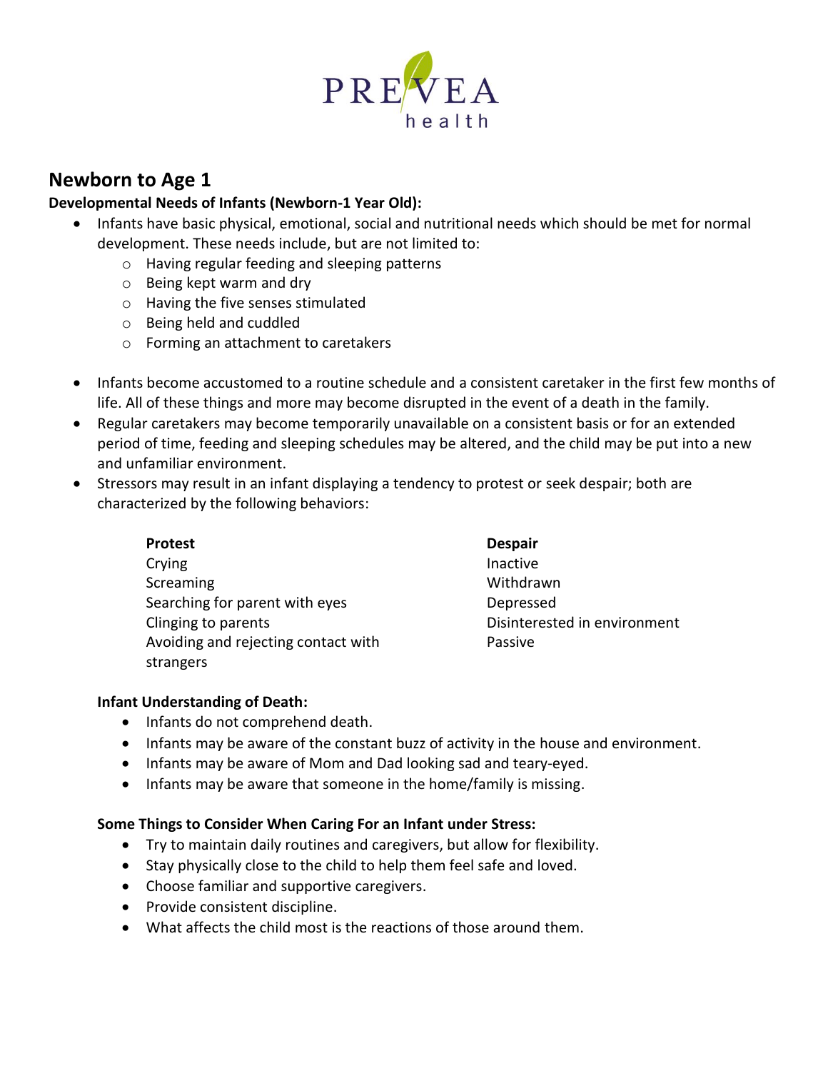# Newborn to Age 1

**Developmental Needs of Infants (Newborn-1 Year Old):**

- Infants have basic physical, emotional, social and nutritional needs which should be met for normal development. These needs include, but are not limited to:
  - Having regular feeding and sleeping patterns
  - Being kept warm and dry
  - Having the five senses stimulated
  - Being held and cuddled
  - Forming an attachment to caretakers
- Infants become accustomed to a routine schedule and a consistent caretaker in the first few months of life. All of these things and more may become disrupted in the event of a death in the family.
- Regular caretakers may become temporarily unavailable on a consistent basis or for an extended period of time, feeding and sleeping schedules may be altered, and the child may be put into a new and unfamiliar environment.
- Stressors may result in an infant displaying a tendency to protest or seek despair; both are characterized by the following behaviors:

| **Protest** | **Despair** |
|---|---|
| Crying | Inactive |
| Screaming | Withdrawn |
| Searching for parent with eyes | Depressed |
| Clinging to parents | Disinterested in environment |
| Avoiding and rejecting contact with strangers | Passive |

**Infant Understanding of Death:**

- Infants do not comprehend death.
- Infants may be aware of the constant buzz of activity in the house and environment.
- Infants may be aware of Mom and Dad looking sad and teary-eyed.
- Infants may be aware that someone in the home/family is missing.

**Some Things to Consider When Caring For an Infant under Stress:**

- Try to maintain daily routines and caregivers, but allow for flexibility.
- Stay physically close to the child to help them feel safe and loved.
- Choose familiar and supportive caregivers.
- Provide consistent discipline.
- What affects the child most is the reactions of those around them.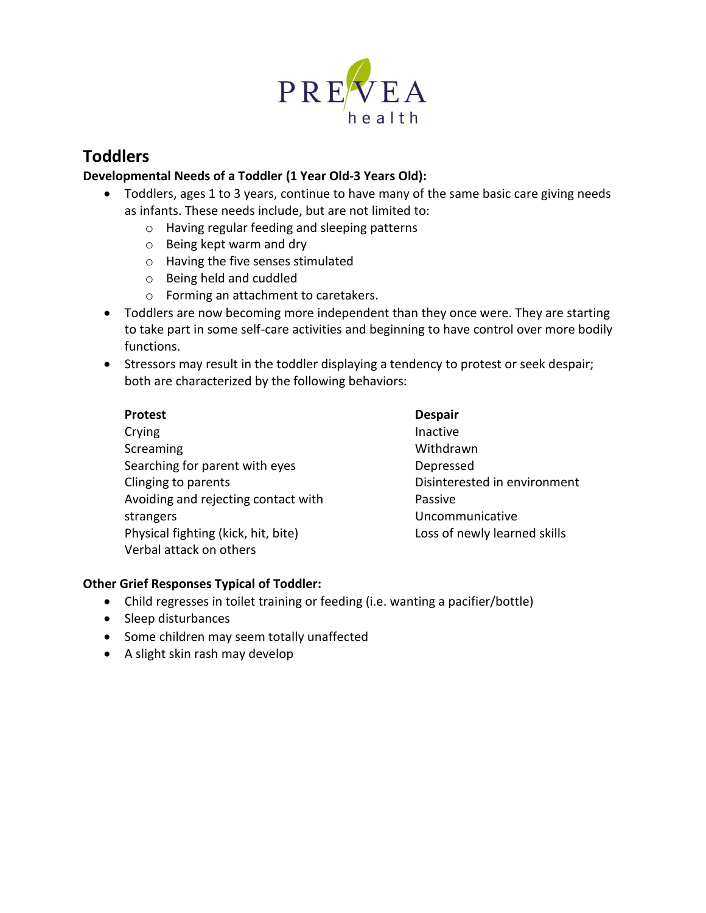## Toddlers

**Developmental Needs of a Toddler (1 Year Old-3 Years Old):**

- Toddlers, ages 1 to 3 years, continue to have many of the same basic care giving needs as infants. These needs include, but are not limited to:
    - Having regular feeding and sleeping patterns
    - Being kept warm and dry
    - Having the five senses stimulated
    - Being held and cuddled
    - Forming an attachment to caretakers.
- Toddlers are now becoming more independent than they once were. They are starting to take part in some self-care activities and beginning to have control over more bodily functions.
- Stressors may result in the toddler displaying a tendency to protest or seek despair; both are characterized by the following behaviors:

| Protest | Despair |
| --- | --- |
| Crying | Inactive |
| Screaming | Withdrawn |
| Searching for parent with eyes | Depressed |
| Clinging to parents | Disinterested in environment |
| Avoiding and rejecting contact with strangers | Passive |
| Physical fighting (kick, hit, bite) | Uncommunicative |
| Verbal attack on others | Loss of newly learned skills |

**Other Grief Responses Typical of Toddler:**

- Child regresses in toilet training or feeding (i.e. wanting a pacifier/bottle)
- Sleep disturbances
- Some children may seem totally unaffected
- A slight skin rash may develop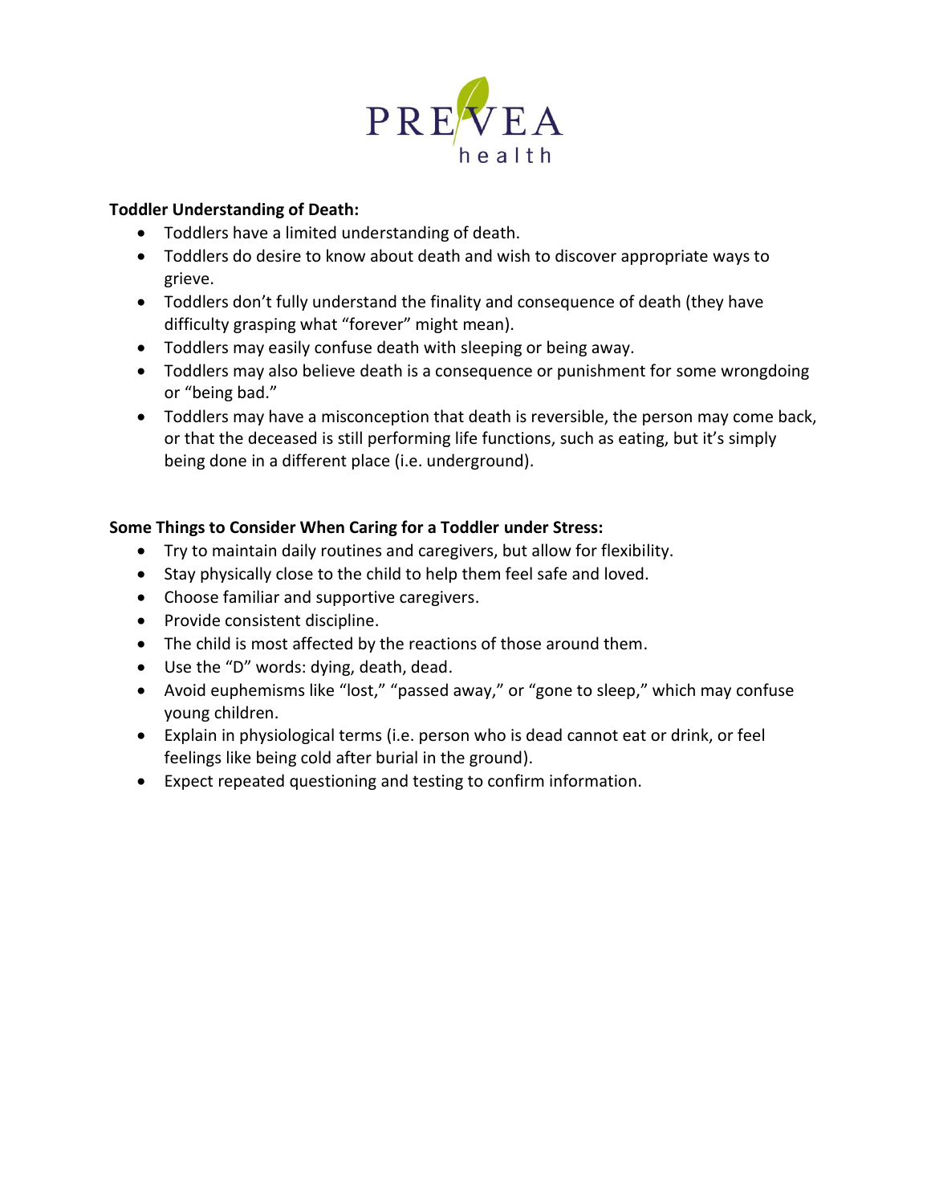**Toddler Understanding of Death:**

- Toddlers have a limited understanding of death.
- Toddlers do desire to know about death and wish to discover appropriate ways to grieve.
- Toddlers don't fully understand the finality and consequence of death (they have difficulty grasping what "forever" might mean).
- Toddlers may easily confuse death with sleeping or being away.
- Toddlers may also believe death is a consequence or punishment for some wrongdoing or "being bad."
- Toddlers may have a misconception that death is reversible, the person may come back, or that the deceased is still performing life functions, such as eating, but it's simply being done in a different place (i.e. underground).

**Some Things to Consider When Caring for a Toddler under Stress:**

- Try to maintain daily routines and caregivers, but allow for flexibility.
- Stay physically close to the child to help them feel safe and loved.
- Choose familiar and supportive caregivers.
- Provide consistent discipline.
- The child is most affected by the reactions of those around them.
- Use the "D" words: dying, death, dead.
- Avoid euphemisms like "lost," "passed away," or "gone to sleep," which may confuse young children.
- Explain in physiological terms (i.e. person who is dead cannot eat or drink, or feel feelings like being cold after burial in the ground).
- Expect repeated questioning and testing to confirm information.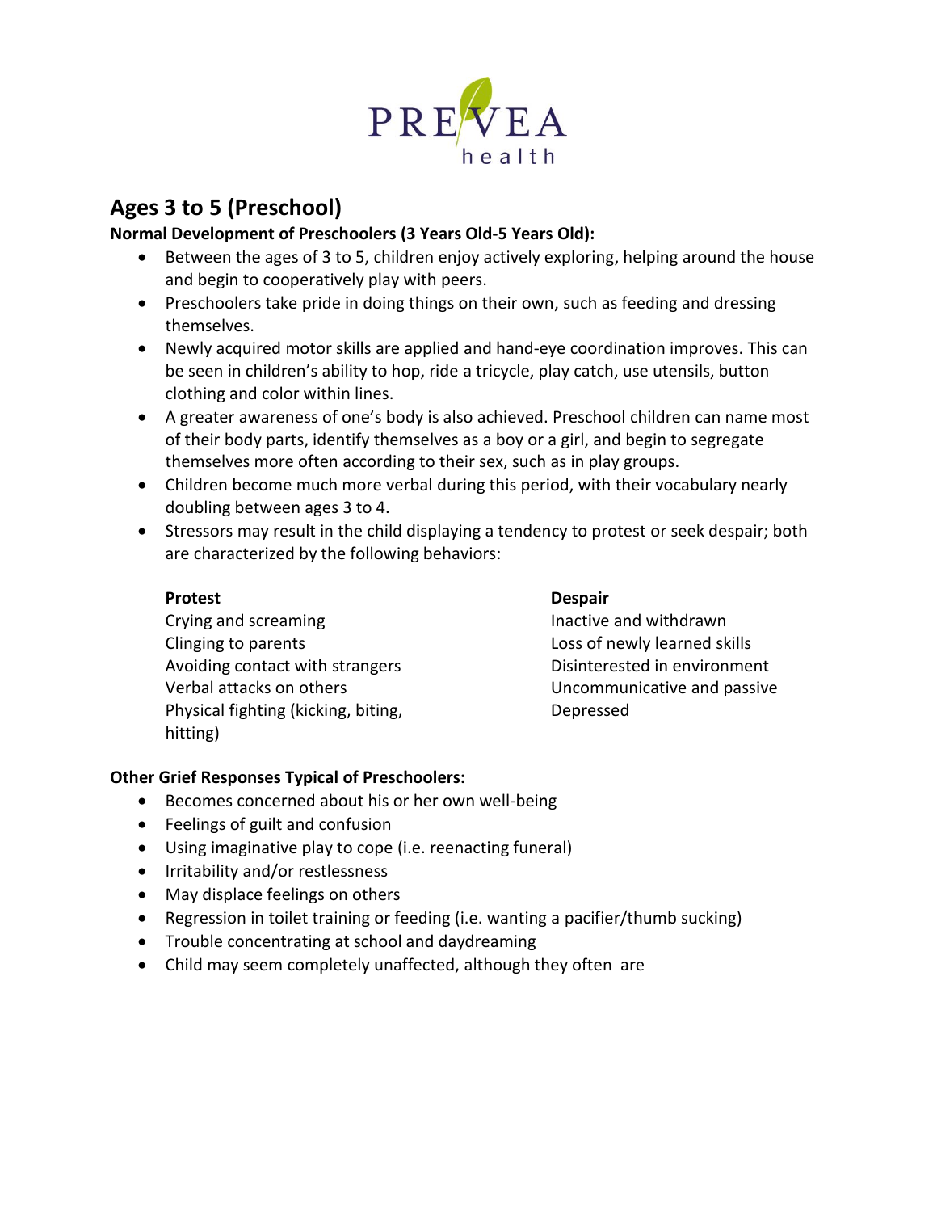## Ages 3 to 5 (Preschool)

**Normal Development of Preschoolers (3 Years Old-5 Years Old):**

- Between the ages of 3 to 5, children enjoy actively exploring, helping around the house and begin to cooperatively play with peers.
- Preschoolers take pride in doing things on their own, such as feeding and dressing themselves.
- Newly acquired motor skills are applied and hand-eye coordination improves. This can be seen in children's ability to hop, ride a tricycle, play catch, use utensils, button clothing and color within lines.
- A greater awareness of one's body is also achieved. Preschool children can name most of their body parts, identify themselves as a boy or a girl, and begin to segregate themselves more often according to their sex, such as in play groups.
- Children become much more verbal during this period, with their vocabulary nearly doubling between ages 3 to 4.
- Stressors may result in the child displaying a tendency to protest or seek despair; both are characterized by the following behaviors:

**Protest**

Crying and screaming
Clinging to parents
Avoiding contact with strangers
Verbal attacks on others
Physical fighting (kicking, biting, hitting)

**Despair**

Inactive and withdrawn
Loss of newly learned skills
Disinterested in environment
Uncommunicative and passive
Depressed

**Other Grief Responses Typical of Preschoolers:**

- Becomes concerned about his or her own well-being
- Feelings of guilt and confusion
- Using imaginative play to cope (i.e. reenacting funeral)
- Irritability and/or restlessness
- May displace feelings on others
- Regression in toilet training or feeding (i.e. wanting a pacifier/thumb sucking)
- Trouble concentrating at school and daydreaming
- Child may seem completely unaffected, although they often are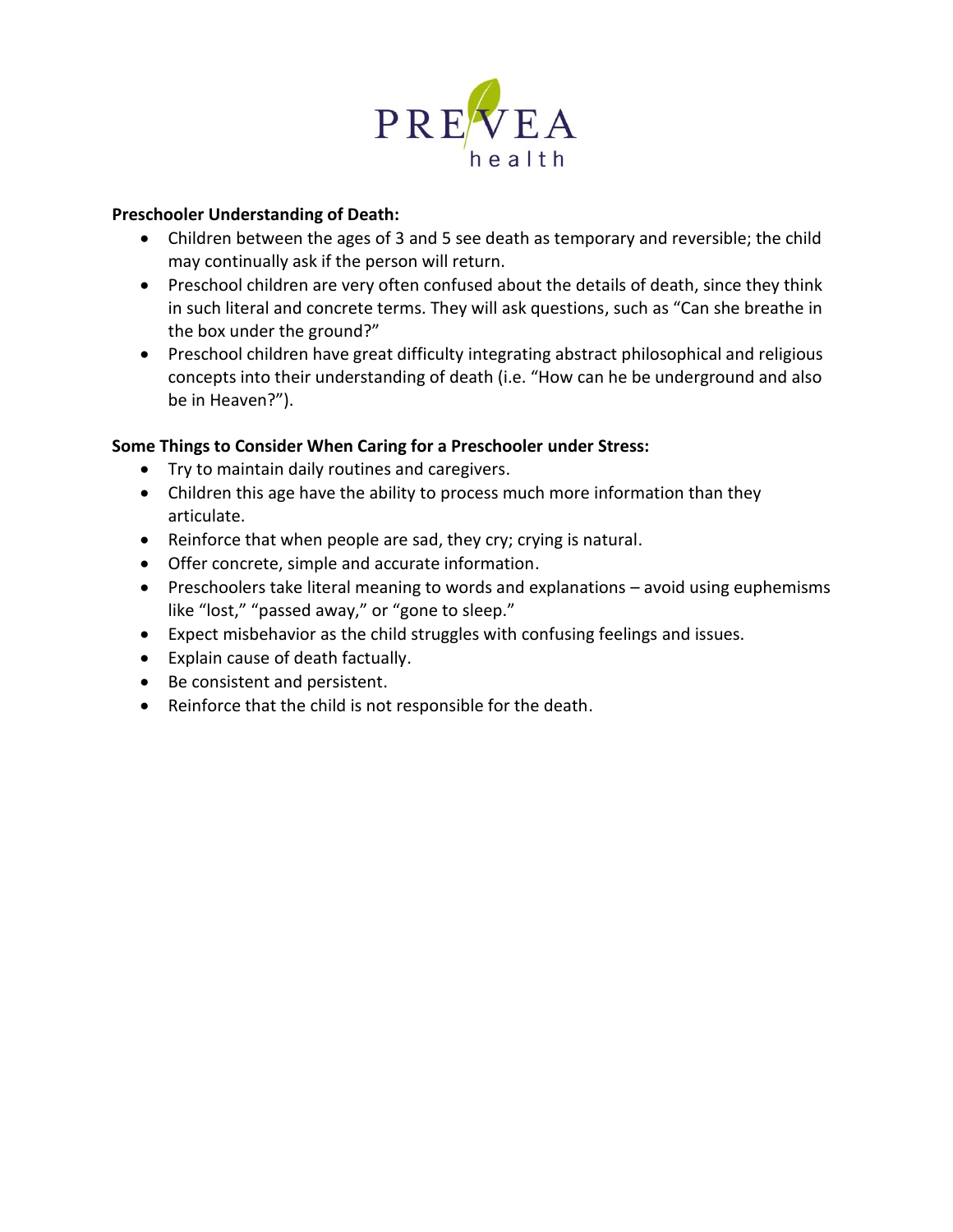**Preschooler Understanding of Death:**

- Children between the ages of 3 and 5 see death as temporary and reversible; the child may continually ask if the person will return.
- Preschool children are very often confused about the details of death, since they think in such literal and concrete terms. They will ask questions, such as "Can she breathe in the box under the ground?"
- Preschool children have great difficulty integrating abstract philosophical and religious concepts into their understanding of death (i.e. "How can he be underground and also be in Heaven?").

**Some Things to Consider When Caring for a Preschooler under Stress:**

- Try to maintain daily routines and caregivers.
- Children this age have the ability to process much more information than they articulate.
- Reinforce that when people are sad, they cry; crying is natural.
- Offer concrete, simple and accurate information.
- Preschoolers take literal meaning to words and explanations – avoid using euphemisms like "lost," "passed away," or "gone to sleep."
- Expect misbehavior as the child struggles with confusing feelings and issues.
- Explain cause of death factually.
- Be consistent and persistent.
- Reinforce that the child is not responsible for the death.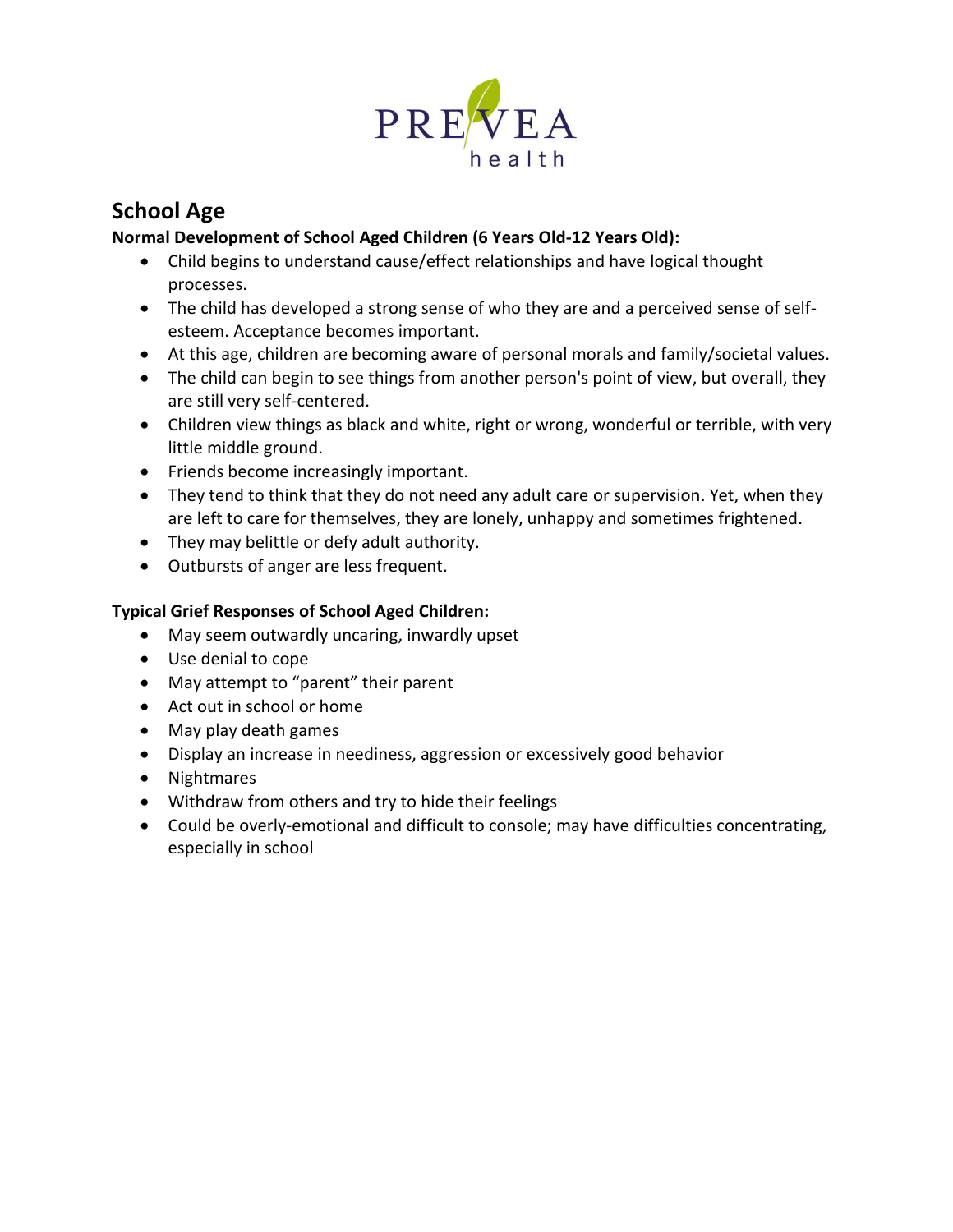## School Age

**Normal Development of School Aged Children (6 Years Old-12 Years Old):**

- Child begins to understand cause/effect relationships and have logical thought processes.
- The child has developed a strong sense of who they are and a perceived sense of self-esteem. Acceptance becomes important.
- At this age, children are becoming aware of personal morals and family/societal values.
- The child can begin to see things from another person's point of view, but overall, they are still very self-centered.
- Children view things as black and white, right or wrong, wonderful or terrible, with very little middle ground.
- Friends become increasingly important.
- They tend to think that they do not need any adult care or supervision. Yet, when they are left to care for themselves, they are lonely, unhappy and sometimes frightened.
- They may belittle or defy adult authority.
- Outbursts of anger are less frequent.

**Typical Grief Responses of School Aged Children:**

- May seem outwardly uncaring, inwardly upset
- Use denial to cope
- May attempt to "parent" their parent
- Act out in school or home
- May play death games
- Display an increase in neediness, aggression or excessively good behavior
- Nightmares
- Withdraw from others and try to hide their feelings
- Could be overly-emotional and difficult to console; may have difficulties concentrating, especially in school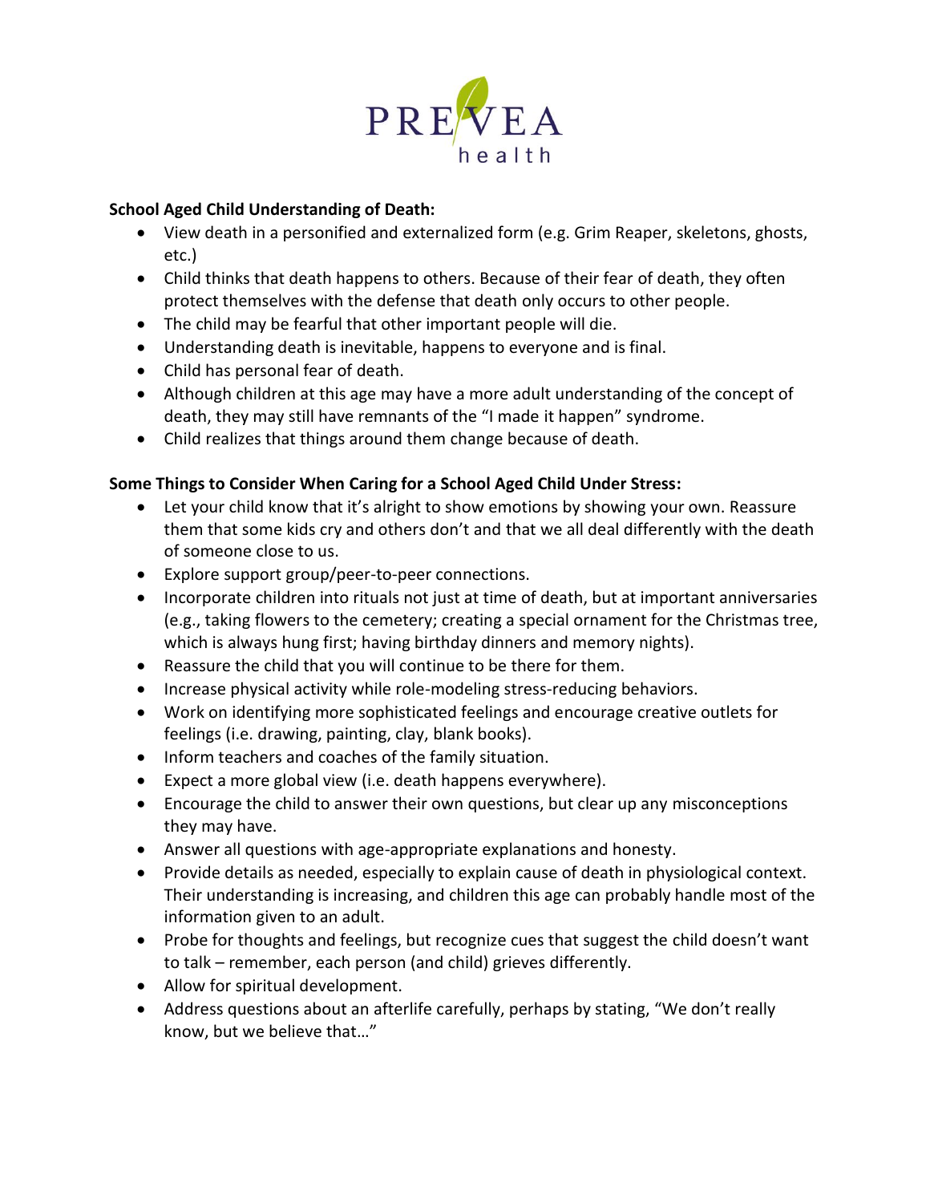**School Aged Child Understanding of Death:**

- View death in a personified and externalized form (e.g. Grim Reaper, skeletons, ghosts, etc.)
- Child thinks that death happens to others. Because of their fear of death, they often protect themselves with the defense that death only occurs to other people.
- The child may be fearful that other important people will die.
- Understanding death is inevitable, happens to everyone and is final.
- Child has personal fear of death.
- Although children at this age may have a more adult understanding of the concept of death, they may still have remnants of the "I made it happen" syndrome.
- Child realizes that things around them change because of death.

**Some Things to Consider When Caring for a School Aged Child Under Stress:**

- Let your child know that it's alright to show emotions by showing your own. Reassure them that some kids cry and others don't and that we all deal differently with the death of someone close to us.
- Explore support group/peer-to-peer connections.
- Incorporate children into rituals not just at time of death, but at important anniversaries (e.g., taking flowers to the cemetery; creating a special ornament for the Christmas tree, which is always hung first; having birthday dinners and memory nights).
- Reassure the child that you will continue to be there for them.
- Increase physical activity while role-modeling stress-reducing behaviors.
- Work on identifying more sophisticated feelings and encourage creative outlets for feelings (i.e. drawing, painting, clay, blank books).
- Inform teachers and coaches of the family situation.
- Expect a more global view (i.e. death happens everywhere).
- Encourage the child to answer their own questions, but clear up any misconceptions they may have.
- Answer all questions with age-appropriate explanations and honesty.
- Provide details as needed, especially to explain cause of death in physiological context. Their understanding is increasing, and children this age can probably handle most of the information given to an adult.
- Probe for thoughts and feelings, but recognize cues that suggest the child doesn't want to talk – remember, each person (and child) grieves differently.
- Allow for spiritual development.
- Address questions about an afterlife carefully, perhaps by stating, "We don't really know, but we believe that…"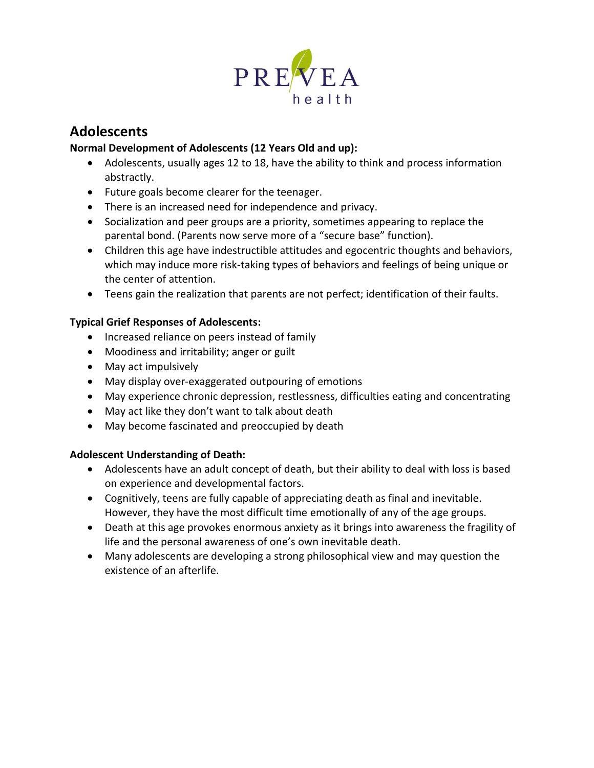# Adolescents

**Normal Development of Adolescents (12 Years Old and up):**

- Adolescents, usually ages 12 to 18, have the ability to think and process information abstractly.
- Future goals become clearer for the teenager.
- There is an increased need for independence and privacy.
- Socialization and peer groups are a priority, sometimes appearing to replace the parental bond. (Parents now serve more of a "secure base" function).
- Children this age have indestructible attitudes and egocentric thoughts and behaviors, which may induce more risk-taking types of behaviors and feelings of being unique or the center of attention.
- Teens gain the realization that parents are not perfect; identification of their faults.

**Typical Grief Responses of Adolescents:**

- Increased reliance on peers instead of family
- Moodiness and irritability; anger or guilt
- May act impulsively
- May display over-exaggerated outpouring of emotions
- May experience chronic depression, restlessness, difficulties eating and concentrating
- May act like they don't want to talk about death
- May become fascinated and preoccupied by death

**Adolescent Understanding of Death:**

- Adolescents have an adult concept of death, but their ability to deal with loss is based on experience and developmental factors.
- Cognitively, teens are fully capable of appreciating death as final and inevitable. However, they have the most difficult time emotionally of any of the age groups.
- Death at this age provokes enormous anxiety as it brings into awareness the fragility of life and the personal awareness of one's own inevitable death.
- Many adolescents are developing a strong philosophical view and may question the existence of an afterlife.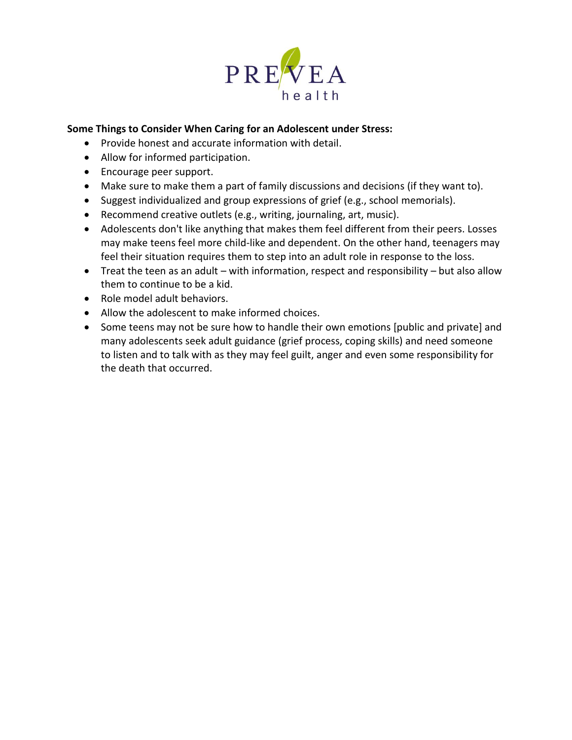**Some Things to Consider When Caring for an Adolescent under Stress:**

- Provide honest and accurate information with detail.
- Allow for informed participation.
- Encourage peer support.
- Make sure to make them a part of family discussions and decisions (if they want to).
- Suggest individualized and group expressions of grief (e.g., school memorials).
- Recommend creative outlets (e.g., writing, journaling, art, music).
- Adolescents don't like anything that makes them feel different from their peers. Losses may make teens feel more child-like and dependent. On the other hand, teenagers may feel their situation requires them to step into an adult role in response to the loss.
- Treat the teen as an adult – with information, respect and responsibility – but also allow them to continue to be a kid.
- Role model adult behaviors.
- Allow the adolescent to make informed choices.
- Some teens may not be sure how to handle their own emotions [public and private] and many adolescents seek adult guidance (grief process, coping skills) and need someone to listen and to talk with as they may feel guilt, anger and even some responsibility for the death that occurred.